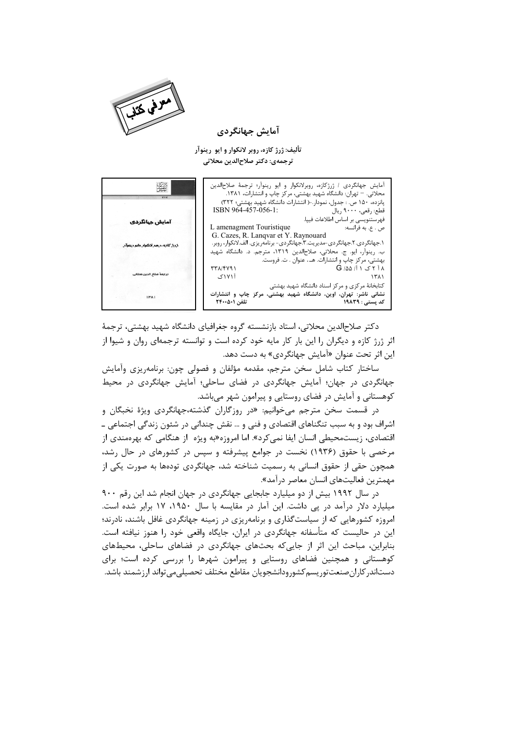معرفي كتاب

# آمایش جهانگردی

**تألیف: ژرژ کازه، روبر لانکوار و ایو رینوآر**
**ترجمه‌ی: دکتر صلاح‌الدین محلاتی**

آمایش جهانگردی / ژرژکازه، روبرلانکوار و ایو رینوآر؛ ترجمهٔ صلاح‌الدین محلاتی. – تهران: دانشگاه شهید بهشتی، مرکز چاپ و انتشارات، ۱۳۸۱.
پانزده، ۱۵۰ ص. : جدول، نمودار.-( انتشارات دانشگاه شهید بهشتی؛ ۳۲۲)
ISBN 964-457-056-1: قطع: رقعی، ۹۰۰۰ ریال
فهرستنویسی بر اساس اطلاعات فیپا.
ص . ع. به فرانسه: L amenagment Touristique
G. Cazes, R. Lanqvar et Y. Raynouard
۱.جهانگردی.۲.جهانگردی-مدیریت.۳.جهانگردی- برنامه‌ریزی. الف.لانکوار، روبر. ب. رینوآر، ایو. ج. محلاتی، صلاح‌الدین ۱۳۱۹، مترجم. د. دانشگاه شهید بهشتی، مرکز چاپ و انتشارات. هـ. عنوان . ت. فروست.
۳۳۸/۴۷۹۱ G ۱۵۵ /آ ۱ ک ۲ ۱۸
آ۱۷۱ک ۱۳۸۱
کتابخانهٔ مرکزی و مرکز اسناد دانشگاه شهید بهشتی
**نشانی ناشر: تهران، اوین، دانشگاه شهید بهشتی، مرکز چاپ و انتشارات**
**کد پستی : ۱۹۸۳۹ تلفن ۲۴۰۰۵۰۱**

دکتر صلاح‌الدین محلاتی، استاد بازنشسته گروه جغرافیای دانشگاه شهید بهشتی، ترجمهٔ اثر ژرژ کازه و دیگران را این بار کار مایه خود کرده است و توانسته ترجمه‌ای روان و شیوا از این اثر تحت عنوان «آمایش جهانگردی» به دست دهد.

ساختار کتاب شامل سخن مترجم، مقدمه مؤلفان و فصولی چون: برنامه‌ریزی وآمایش جهانگردی در جهان؛ آمایش جهانگردی در فضای ساحلی؛ آمایش جهانگردی در محیط کوهستانی و آمایش در فضای روستایی و پیرامون شهر می‌باشد.

در قسمت سخن مترجم می‌خوانیم: «در روزگاران گذشته،جهانگردی ویژهٔ نخبگان و اشراف بود و به سبب تنگناهای اقتصادی و فنی و ... نقش چندانی در شئون زندگی اجتماعی ـ اقتصادی، زیست‌محیطی انسان ایفا نمی‌کرد». اما امروزه«به ویژه از هنگامی که بهره‌مندی از مرخصی با حقوق (۱۹۳۶) نخست در جوامع پیشرفته و سپس در کشورهای در حال رشد، همچون حقی از حقوق انسانی به رسمیت شناخته شد، جهانگردی توده‌ها به صورت یکی از مهمترین فعالیت‌های انسان معاصر درآمد».

در سال ۱۹۹۲ بیش از دو میلیارد جابجایی جهانگردی در جهان انجام شد این رقم ۹۰۰ میلیارد دلار درآمد در پی داشت. این آمار در مقایسه با سال ۱۹۵۰، ۱۷ برابر شده است. امروزه کشورهایی که از سیاست‌گذاری و برنامه‌ریزی در زمینه جهانگردی غافل باشند، نادرند؛ این در حالیست که متأسفانه جهانگردی در ایران، جایگاه واقعی خود را هنوز نیافته است. بنابراین، مباحث این اثر از جایی‌که بحث‌های جهانگردی در فضاهای ساحلی، محیط‌های کوهستانی و همچنین فضاهای روستایی و پیرامون شهرها را بررسی کرده است؛ برای دست‌اندرکاران‌صنعت‌توریسم‌کشورودانشجویان مقاطع مختلف تحصیلی‌می‌تواند ارزشمند باشد.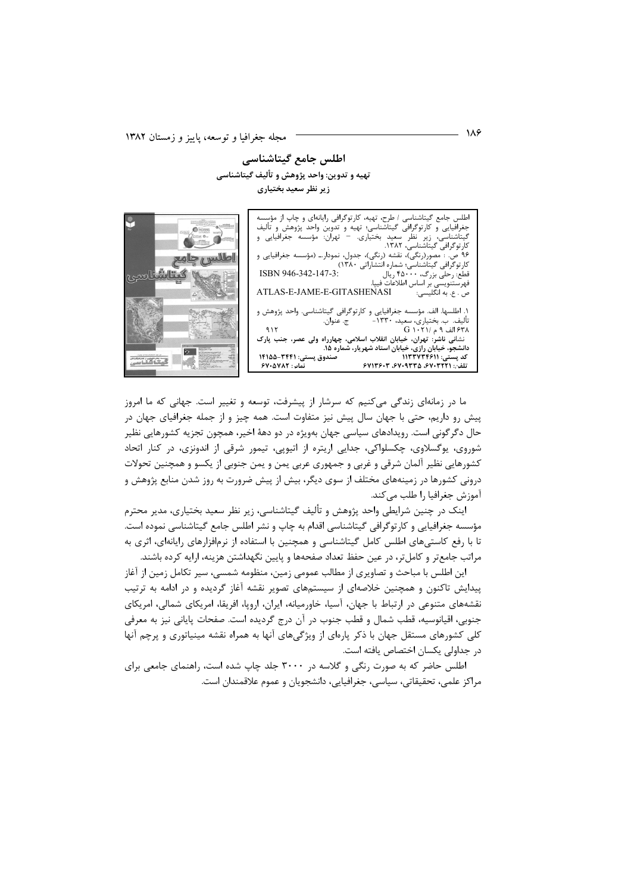## اطلس جامع گیتاشناسی

**تهیه و تدوین: واحد پژوهش و تألیف گیتاشناسی**

**زیر نظر سعید بختیاری**

اطلس جامع گیتاشناسی / طرح، تهیه، کارتوگرافی رایانه‌ای و چاپ از مؤسسه جغرافیایی و کارتوگرافی گیتاشناسی؛ تهیه و تدوین واحد پژوهش و تألیف گیتاشناسی، زیر نظر سعید بختیاری. - تهران: مؤسسه جغرافیایی و کارتوگرافی گیتاشناسی، ۱۳۸۲.
۹۶ ص. : مصور(رنگی)، نقشه (رنگی)، جدول، نمودار.- (مؤسسه جغرافیایی و کارتوگرافی گیتاشناسی؛ شماره انتشاراتی ۱۳۸۰)
قطع: رحلی بزرگ، ۴۵۰۰۰ ریال ISBN 946-342-147-3:
فهرستنویسی بر اساس اطلاعات فیپا.
ص. ع. به انگلیسی: ATLAS-E-JAME-E-GITASHENASI

۱. اطلسها. الف. مؤسسه جغرافیایی و کارتوگرافی گیتاشناسی. واحد پژوهش و تألیف. ب. بختیاری، سعید، ۱۳۳۰- ج. عنوان.
۶۳۸الف ۹ م /۱۰۲۱ G ۹۱۲
**نشانی ناشر: تهران، خیابان انقلاب اسلامی، چهارراه ولی عصر، جنب پارک دانشجو، خیابان رازی، خیابان استاد شهریار، شماره ۱۵.**
**کد پستی: ۱۱۳۳۷۳۴۶۱۱ صندوق پستی: ۳۴۴۱-۱۴۱۵۵**
**تلف.: ۶۷۰۳۲۲۱، ۶۷۰۹۳۳۵، ۶۷۱۳۶۰۳ نمابر: ۶۷۰۵۷۸۲**

ما در زمانه‌ای زندگی می‌کنیم که سرشار از پیشرفت، توسعه و تغییر است. جهانی که ما امروز پیش رو داریم، حتی با جهان سال پیش نیز متفاوت است. همه چیز و از جمله جغرافیای جهان در حال دگرگونی است. رویدادهای سیاسی جهان به‌ویژه در دو دههٔ اخیر، همچون تجزیه کشورهایی نظیر شوروی، یوگسلاوی، چکسلواکی، جدایی اریتره از اتیوپی، تیمور شرقی از اندونزی، در کنار اتحاد کشورهایی نظیر آلمان شرقی و غربی و جمهوری عربی یمن و یمن جنوبی از یکسو و همچنین تحولات درونی کشورها در زمینه‌های مختلف از سوی دیگر، بیش از پیش ضرورت به روز شدن منابع پژوهش و آموزش جغرافیا را طلب می‌کند.

اینک در چنین شرایطی واحد پژوهش و تألیف گیتاشناسی، زیر نظر سعید بختیاری، مدیر محترم مؤسسه جغرافیایی و کارتوگرافی گیتاشناسی اقدام به چاپ و نشر اطلس جامع گیتاشناسی نموده است. تا با رفع کاستی‌های اطلس کامل گیتاشناسی و همچنین با استفاده از نرم‌افزارهای رایانه‌ای، اثری به مراتب جامع‌تر و کامل‌تر، در عین حفظ تعداد صفحه‌ها و پایین نگهداشتن هزینه، ارایه کرده باشند.

این اطلس با مباحث و تصاویری از مطالب عمومی زمین، منظومه شمسی، سیر تکامل زمین از آغاز پیدایش تاکنون و همچنین خلاصه‌ای از سیستمهای تصویر نقشه آغاز گردیده و در ادامه به ترتیب نقشه‌های متنوعی در ارتباط با جهان، آسیا، خاورمیانه، ایران، اروپا، افریقا، امریکای شمالی، امریکای جنوبی، اقیانوسیه، قطب شمال و قطب جنوب در آن درج گردیده است. صفحات پایانی نیز به معرفی کلی کشورهای مستقل جهان با ذکر پاره‌ای از ویژگی‌های آنها به همراه نقشه مینیاتوری و پرچم آنها در جداولی یکسان اختصاص یافته است.

اطلس حاضر که به صورت رنگی و گلاسه در ۳۰۰۰ جلد چاپ شده است، راهنمای جامعی برای مراکز علمی، تحقیقاتی، سیاسی، جغرافیایی، دانشجویان و عموم علاقمندان است.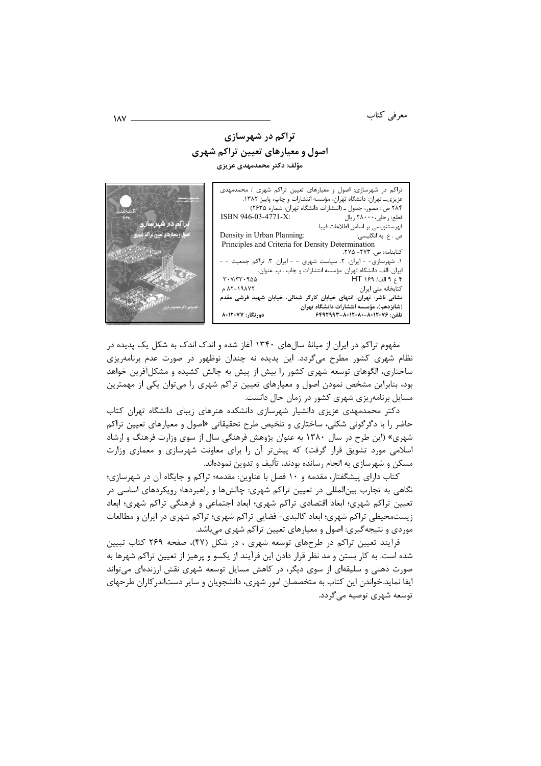## تراکم در شهرسازی
## اصول و معیارهای تعیین تراکم شهری
**مؤلف: دکتر محمدمهدی عزیزی**

تراکم در شهرسازی: اصول و معیارهای تعیین تراکم شهری / محمدمهدی عزیزی.ـ تهران: دانشگاه تهران، مؤسسه انتشارات و چاپ، پاییز ۱۳۸۲.
۲۸۴ ص.: مصور، جدول ـ (انتشارات دانشگاه تهران؛ شماره ۲۶۳۵)
قطع: رحلی،۲۸۰۰۰ ریال ISBN 946-03-4771-X:
فهرستنویسی بر اساس اطلاعات فیپا.
ص . ع. به انگلیسی: Density in Urban Planning: Principles and Criteria for Density Determination
کتابنامه: ص. ۲۷۳- ۲۷۵.
۱. شهرسازی- - ایران. ۲. سیاست شهری - - ایران. ۳. تراکم جمعیت - - ایران. الف. دانشگاه تهران. مؤسسه انتشارات و چاپ . ب. عنوان.
۴ ع ۹ الف/ ۱۶۹ HT ۳۰۷/۳۳۰۹۵۵
کتابخانه ملی ایران ۱۹۸۷۲-۸۲ م
**نشانی ناشر: تهران، انتهای خیابان کارگر شمالی، خیابان شهید فرشی مقدم (شانزدهم)، مؤسسه انتشارات دانشگاه تهران**
تلفن: ۸۰۱۲۰۷۶-۸۰۱۲۰۸۰-۶۴۹۲۹۹۳ دورنگار: ۸۰۱۲۰۷۷

مفهوم تراکم در ایران از میانهٔ سال‌های ۱۳۴۰ آغاز شده و اندک اندک به شکل یک پدیده در نظام شهری کشور مطرح می‌گردد. این پدیده نه چندان نوظهور در صورت عدم برنامه‌ریزی ساختاری، الگوهای توسعه شهری کشور را بیش از پیش به چالش کشیده و مشکل‌آفرین خواهد بود، بنابراین مشخص نمودن اصول و معیارهای تعیین تراکم شهری را می‌توان یکی از مهمترین مسایل برنامه‌ریزی شهری کشور در زمان حال دانست.

دکتر محمدمهدی عزیزی دانشیار شهرسازی دانشکده هنرهای زیبای دانشگاه تهران کتاب حاضر را با دگرگونی شکلی، ساختاری و تلخیص طرح تحقیقاتی «اصول و معیارهای تعیین تراکم شهری» (این طرح در سال ۱۳۸۰ به عنوان پژوهش فرهنگی سال از سوی وزارت فرهنگ و ارشاد اسلامی مورد تشویق قرار گرفت) که پیش‌تر آن را برای معاونت شهرسازی و معماری وزارت مسکن و شهرسازی به انجام رسانده بودند، تألیف و تدوین نموده‌اند.

کتاب دارای پیشگفتار، مقدمه و ۱۰ فصل با عناوین: مقدمه؛ تراکم و جایگاه آن در شهرسازی؛ نگاهی به تجارب بین‌المللی در تعیین تراکم شهری: چالش‌ها و راهبردها؛ رویکردهای اساسی در تعیین تراکم شهری؛ ابعاد اقتصادی تراکم شهری؛ ابعاد اجتماعی و فرهنگی تراکم شهری؛ ابعاد زیست‌محیطی تراکم شهری؛ ابعاد کالبدی- فضایی تراکم شهری؛ تراکم شهری در ایران و مطالعات موردی و نتیجه‌گیری: اصول و معیارهای تعیین تراکم شهری می‌باشد.

فرآیند تعیین تراکم در طرحهای توسعه شهری ، در شکل (۴۷)، صفحه ۲۶۹ کتاب تبیین شده است. به کار بستن و مد نظر قرار دادن این فرآیند از یکسو و پرهیز از تعیین تراکم شهرها به صورت ذهنی و سلیقه‌ای از سوی دیگر، در کاهش مسایل توسعه شهری نقش ارزنده‌ای می‌تواند ایفا نماید.خواندن این کتاب به متخصصان امور شهری، دانشجویان و سایر دست‌اندرکاران طرحهای توسعه شهری توصیه می‌گردد.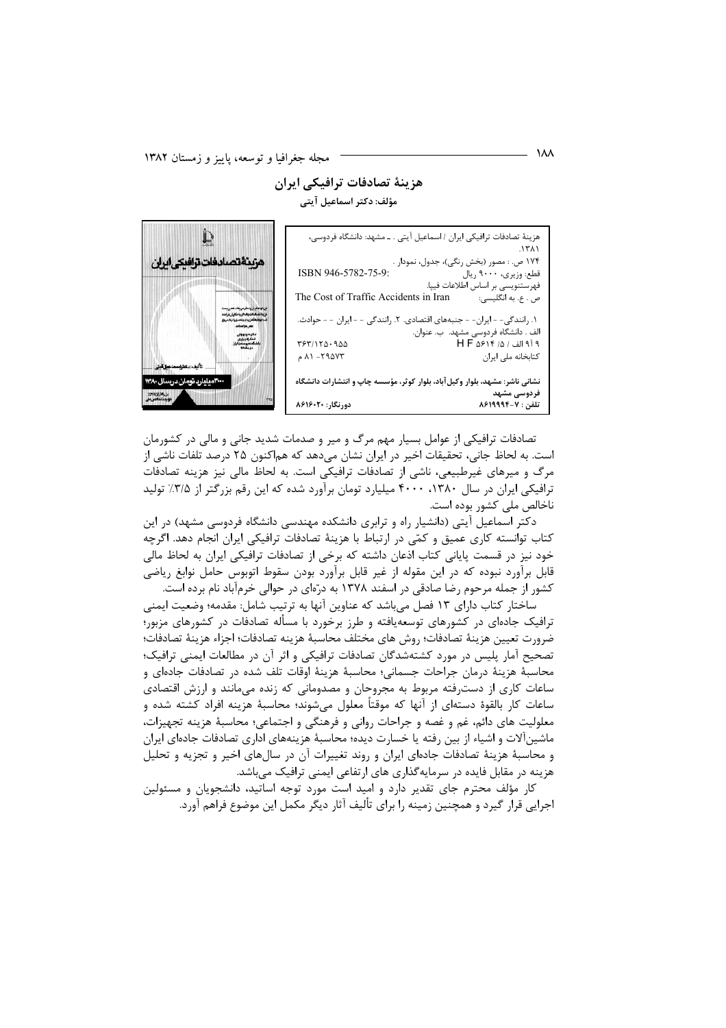## هزینهٔ تصادفات ترافیکی ایران

**مؤلف: دکتر اسماعیل آیتی**

هزینهٔ تصادفات ترافیکی ایران / اسماعیل آیتی. ـ مشهد: دانشگاه فردوسی، ۱۳۸۱.

۱۷۴ ص. : مصور (بخش رنگی)، جدول، نمودار.

قطع: وزیری، ۹۰۰۰ ریال :ISBN 946-5782-75-9

فهرستنویسی بر اساس اطلاعات فیپا.

ص. ع. به انگلیسی: The Cost of Traffic Accidents in Iran

۱. رانندگی- - ایران- - جنبه‌های اقتصادی. ۲. رانندگی - - ایران - - حوادث. الف. دانشگاه فردوسی مشهد. ب. عنوان.

۹ آ ۹ الف / ۵ /۵۶۱۴ H F ۳۶۳/۱۲۵۰۹۵۵

کتابخانه ملی ایران ۲۹۵۷۳- ۸۱ م

**نشانی ناشر: مشهد، بلوار وکیل‌آباد، بلوار کوثر، مؤسسه چاپ و انتشارات دانشگاه فردوسی مشهد**

تلفن: ۷-۸۶۱۹۹۹۴ دورنگار: ۸۶۱۶۰۲۰

تصادفات ترافیکی از عوامل بسیار مهم مرگ و میر و صدمات شدید جانی و مالی در کشورمان است. به لحاظ جانی، تحقیقات اخیر در ایران نشان می‌دهد که هم‌اکنون ۲۵ درصد تلفات ناشی از مرگ و میرهای غیرطبیعی، ناشی از تصادفات ترافیکی است. به لحاظ مالی نیز هزینه تصادفات ترافیکی ایران در سال ۱۳۸۰، ۴۰۰۰ میلیارد تومان برآورد شده که این رقم بزرگتر از ۳/۵٪ تولید ناخالص ملی کشور بوده است.

دکتر اسماعیل آیتی (دانشیار راه و ترابری دانشکده مهندسی دانشگاه فردوسی مشهد) در این کتاب توانسته کاری عمیق و کمّی در ارتباط با هزینهٔ تصادفات ترافیکی ایران انجام دهد. اگرچه خود نیز در قسمت پایانی کتاب اذعان داشته که برخی از تصادفات ترافیکی ایران به لحاظ مالی قابل برآورد نبوده که در این مقوله از غیر قابل برآورد بودن سقوط اتوبوس حامل نوابغ ریاضی کشور از جمله مرحوم رضا صادقی در اسفند ۱۳۷۸ به درّه‌ای در حوالی خرم‌آباد نام برده است.

ساختار کتاب دارای ۱۳ فصل می‌باشد که عناوین آنها به ترتیب شامل: مقدمه؛ وضعیت ایمنی ترافیک جاده‌ای در کشورهای توسعه‌یافته و طرز برخورد با مسأله تصادفات در کشورهای مزبور؛ ضرورت تعیین هزینهٔ تصادفات؛ روش های مختلف محاسبهٔ هزینه تصادفات؛ اجزاء هزینهٔ تصادفات؛ تصحیح آمار پلیس در مورد کشته‌شدگان تصادفات ترافیکی و اثر آن در مطالعات ایمنی ترافیک؛ محاسبهٔ هزینهٔ درمان جراحات جسمانی؛ محاسبهٔ هزینهٔ اوقات تلف شده در تصادفات جاده‌ای و ساعات کاری از دست‌رفته مربوط به مجروحان و مصدومانی که زنده می‌مانند و ارزش اقتصادی ساعات کار بالقوهٔ دسته‌ای از آنها که موقتاً معلول می‌شوند؛ محاسبهٔ هزینه افراد کشته شده و معلولیت های دائم، غم و غصه و جراحات روانی و فرهنگی و اجتماعی؛ محاسبهٔ هزینه تجهیزات، ماشین‌آلات و اشیاء از بین رفته یا خسارت دیده؛ محاسبهٔ هزینه‌های اداری تصادفات جاده‌ای ایران و محاسبهٔ هزینهٔ تصادفات جاده‌ای ایران و روند تغییرات آن در سال‌های اخیر و تجزیه و تحلیل هزینه در مقابل فایده در سرمایه‌گذاری های ارتقاعی ایمنی ترافیک می‌باشد.

کار مؤلف محترم جای تقدیر دارد و امید است مورد توجه اساتید، دانشجویان و مسئولین اجرایی قرار گیرد و همچنین زمینه را برای تألیف آثار دیگر مکمل این موضوع فراهم آورد.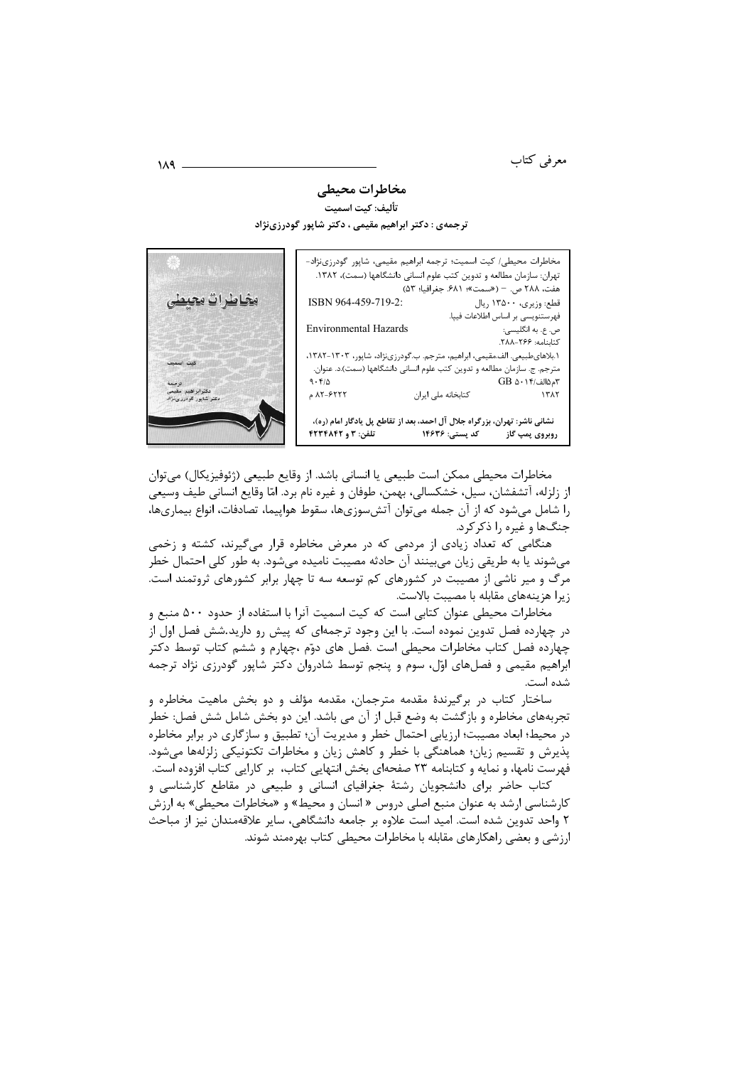## مخاطرات محیطی

**تألیف: کیت اسمیت**

**ترجمه‌ی : دکتر ابراهیم مقیمی ، دکتر شاپور گودرزی‌نژاد**

مخاطرات محیطی/ کیت اسمیت؛ ترجمه ابراهیم مقیمی، شاپور گودرزی‌نژاد-
تهران: سازمان مطالعه و تدوین کتب علوم انسانی دانشگاهها (سمت)، ۱۳۸۲.
هفت، ۲۸۸ ص. – («سمت»؛ ۶۸۱. جغرافیا؛ ۵۳)
ISBN 964-459-719-2: قطع: وزیری، ۱۳۵۰۰ ریال
فهرستنویسی بر اساس اطلاعات فیپا.
Environmental Hazards ص. ع. به انگلیسی:
کتابنامه: ۲۶۶-۲۸۸.
۱.بلاهای‌طبیعی. الف.مقیمی، ابراهیم، مترجم. ب.گودرزی‌نژاد، شاپور، ۱۳۰۳-۱۳۸۲،
مترجم. ج. سازمان مطالعه و تدوین کتب علوم انسانی دانشگاهها (سمت).د. عنوان.
۹۰۴/۵ GB ۵۰۱۴/الف۵م۳
۸۲-۶۲۲۲ م کتابخانه ملی ایران ۱۳۸۲

**نشانی ناشر: تهران، بزرگراه جلال آل احمد، بعد از تقاطع پل یادگار امام (ره)، روبروی پمپ گاز کد پستی: ۱۴۶۳۶ تلفن: ۳ و ۴۲۳۴۸۴۲**

مخاطرات محیطی ممکن است طبیعی یا انسانی باشد. از وقایع طبیعی (ژئوفیزیکال) می‌توان از زلزله، آتشفشان، سیل، خشکسالی، بهمن، طوفان و غیره نام برد. امّا وقایع انسانی طیف وسیعی را شامل می‌شود که از آن جمله می‌توان آتش‌سوزی‌ها، سقوط هواپیما، تصادفات، انواع بیماری‌ها، جنگ‌ها و غیره را ذکرکرد.

هنگامی که تعداد زیادی از مردمی که در معرض مخاطره قرار می‌گیرند، کشته و زخمی می‌شوند یا به طریقی زیان می‌بینند آن حادثه مصیبت نامیده می‌شود. به طور کلی احتمال خطر مرگ و میر ناشی از مصیبت در کشورهای کم توسعه سه تا چهار برابر کشورهای ثروتمند است. زیرا هزینه‌های مقابله با مصیبت بالاست.

مخاطرات محیطی عنوان کتابی است که کیت اسمیت آنرا با استفاده از حدود ۵۰۰ منبع و در چهارده فصل تدوین نموده است. با این وجود ترجمه‌ای که پیش رو دارید.شش فصل اول از چهارده فصل کتاب مخاطرات محیطی است .فصل های دوّم ،چهارم و ششم کتاب توسط دکتر ابراهیم مقیمی و فصل‌های اوّل، سوم و پنجم توسط شادروان دکتر شاپور گودرزی نژاد ترجمه شده است.

ساختار کتاب در برگیرندهٔ مقدمه مترجمان، مقدمه مؤلف و دو بخش ماهیت مخاطره و تجربه‌های مخاطره و بازگشت به وضع قبل از آن می باشد. این دو بخش شامل شش فصل: خطر در محیط؛ ابعاد مصیبت؛ ارزیابی احتمال خطر و مدیریت آن؛ تطبیق و سازگاری در برابر مخاطره پذیرش و تقسیم زیان؛ هماهنگی با خطر و کاهش زیان و مخاطرات تکتونیکی زلزله‌ها می‌شود. فهرست نامها، و نمایه و کتابنامه ۲۳ صفحه‌ای بخش انتهایی کتاب، بر کارایی کتاب افزوده است.

کتاب حاضر برای دانشجویان رشتهٔ جغرافیای انسانی و طبیعی در مقاطع کارشناسی و کارشناسی ارشد به عنوان منبع اصلی دروس « انسان و محیط» و «مخاطرات محیطی» به ارزش ۲ واحد تدوین شده است. امید است علاوه بر جامعه دانشگاهی، سایر علاقه‌مندان نیز از مباحث ارزشی و بعضی راهکارهای مقابله با مخاطرات محیطی کتاب بهره‌مند شوند.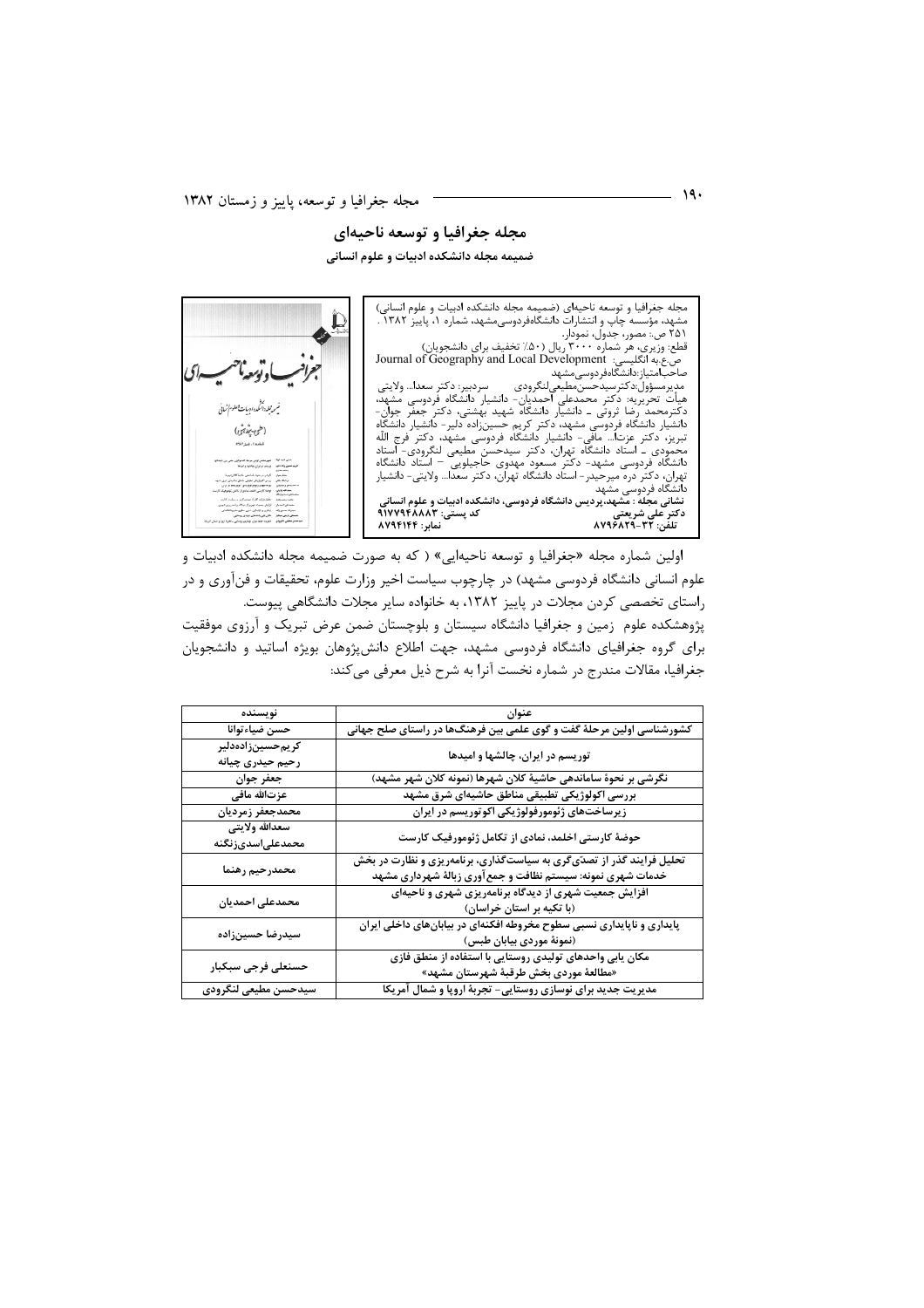## مجله جغرافیا و توسعه ناحیه‌ای

ضمیمه مجله دانشکده ادبیات و علوم انسانی

مجله جغرافیا و توسعه ناحیه‌ای (ضمیمه مجله دانشکده ادبیات و علوم انسانی) مشهد، مؤسسه چاپ و انتشارات دانشگاه‌فردوسی‌مشهد، شماره ۱، پاییز ۱۳۸۲ .
۲۵۱ ص.: مصور، جدول، نمودار.
قطع: وزیری، هر شماره ۳۰۰۰ ریال (۵۰٪ تخفیف برای دانشجویان)
ص.ع.به انگلیسی: Journal of Geography and Local Development
صاحب‌امتیاز:دانشگاه‌فردوسی‌مشهد
مدیرمسؤول:دکترسیدحسن‌مطیعی‌لنگرودی سردبیر: دکتر سعدا... ولایتی
هیأت تحریریه: دکتر محمدعلی احمدیان- دانشیار دانشگاه فردوسی مشهد، دکترمحمد رضا ثروتی ـ دانشیار دانشگاه شهید بهشتی، دکتر جعفر جوان- دانشیار دانشگاه فردوسی مشهد، دکتر کریم حسین‌زاده دلیر- دانشیار دانشگاه تبریز، دکتر عزتا... مافی- دانشیار دانشگاه فردوسی مشهد، دکتر فرج الله محمودی ـ استاد دانشگاه تهران، دکتر سیدحسن مطیعی لنگرودی- استاد دانشگاه فردوسی مشهد- دکتر مسعود مهدوی حاجیلویی – استاد دانشگاه تهران، دکتر دره میرحیدر- استاد دانشگاه تهران، دکتر سعدا... ولایتی- دانشیار دانشگاه فردوسی مشهد

**نشانی مجله : مشهد،پردیس دانشگاه فردوسی، دانشکده ادبیات و علوم انسانی**
**دکتر علی شریعتی** کد پستی: ۹۱۷۷۹۴۸۸۸۳
تلفن: ۳۲-۸۷۹۶۸۲۹ نمابر: ۸۷۹۴۱۴۴

اولین شماره مجله «جغرافیا و توسعه ناحیه‌ای» ( که به صورت ضمیمه مجله دانشکده ادبیات و علوم انسانی دانشگاه فردوسی مشهد) در چارچوب سیاست اخیر وزارت علوم، تحقیقات و فن‌آوری و در راستای تخصصی کردن مجلات در پاییز ۱۳۸۲، به خانواده سایر مجلات دانشگاهی پیوست.

پژوهشکده علوم زمین و جغرافیا دانشگاه سیستان و بلوچستان ضمن عرض تبریک و آرزوی موفقیت برای گروه جغرافیای دانشگاه فردوسی مشهد، جهت اطلاع دانش‌پژوهان بویژه اساتید و دانشجویان جغرافیا، مقالات مندرج در شماره نخست آنرا به شرح ذیل معرفی می‌کند:

| عنوان | نویسنده |
|---|---|
| کشورشناسی اولین مرحلهٔ گفت و گوی علمی بین فرهنگ‌ها در راستای صلح جهانی | حسن ضیاءتوانا |
| توریسم در ایران، چالشها و امیدها | کریم‌حسین‌زاده‌دلیر<br>رحیم حیدری چیانه |
| نگرشی بر نحوهٔ ساماندهی حاشیهٔ کلان شهرها (نمونه کلان شهر مشهد) | جعفر جوان |
| بررسی اکولوژیکی تطبیقی مناطق حاشیه‌ای شرق مشهد | عزت‌الله مافی |
| زیرساخت‌های ژئومورفولوژیکی اکوتوریسم در ایران | محمدجعفر زمردیان |
| حوضهٔ کارستی اخلمد، نمادی از تکامل ژئومورفیک کارست | سعدالله ولایتی<br>محمدعلی‌اسدی‌زنگنه |
| تحلیل فرایند گذر از تصدی‌گری به سیاست‌گذاری، برنامه‌ریزی و نظارت در بخش خدمات شهری نمونه: سیستم نظافت و جمع‌آوری زبالهٔ شهرداری مشهد | محمدرحیم رهنما |
| افزایش جمعیت شهری از دیدگاه برنامه‌ریزی شهری و ناحیه‌ای<br>(با تکیه بر استان خراسان) | محمدعلی احمدیان |
| پایداری و ناپایداری نسبی سطوح مخروطه افکنه‌ای در بیابان‌های داخلی ایران<br>(نمونهٔ موردی بیابان طبس) | سیدرضا حسین‌زاده |
| مکان یابی واحدهای تولیدی روستایی با استفاده از منطق فازی<br>«مطالعهٔ موردی بخش طرقبهٔ شهرستان مشهد» | حسنعلی فرجی سبکبار |
| مدیریت جدید برای نوسازی روستایی- تجربهٔ اروپا و شمال آمریکا | سیدحسن مطیعی لنگرودی |